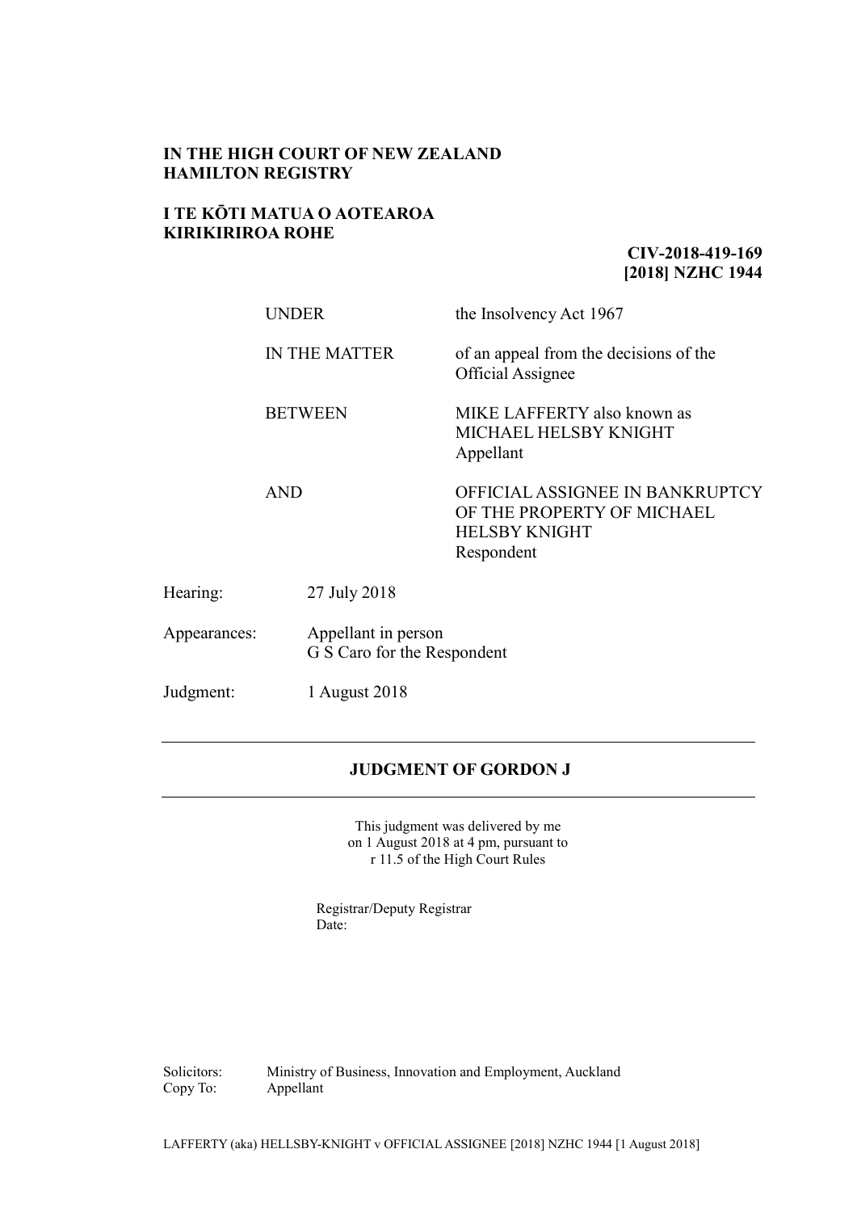**IN THE HIGH COURT OF NEW ZEALAND**
**HAMILTON REGISTRY**

**I TE KŌTI MATUA O AOTEAROA**
**KIRIKIRIROA ROHE**

**CIV-2018-419-169**
**[2018] NZHC 1944**

| | |
|---|---|
| UNDER | the Insolvency Act 1967 |
| IN THE MATTER | of an appeal from the decisions of the Official Assignee |
| BETWEEN | MIKE LAFFERTY also known as MICHAEL HELSBY KNIGHT<br>Appellant |
| AND | OFFICIAL ASSIGNEE IN BANKRUPTCY OF THE PROPERTY OF MICHAEL HELSBY KNIGHT<br>Respondent |

| | |
|---|---|
| Hearing: | 27 July 2018 |
| Appearances: | Appellant in person<br>G S Caro for the Respondent |
| Judgment: | 1 August 2018 |

---

**JUDGMENT OF GORDON J**

---

This judgment was delivered by me
on 1 August 2018 at 4 pm, pursuant to
r 11.5 of the High Court Rules

Registrar/Deputy Registrar
Date:

| | |
|---|---|
| Solicitors: | Ministry of Business, Innovation and Employment, Auckland |
| Copy To: | Appellant |

LAFFERTY (aka) HELLSBY-KNIGHT v OFFICIAL ASSIGNEE [2018] NZHC 1944 [1 August 2018]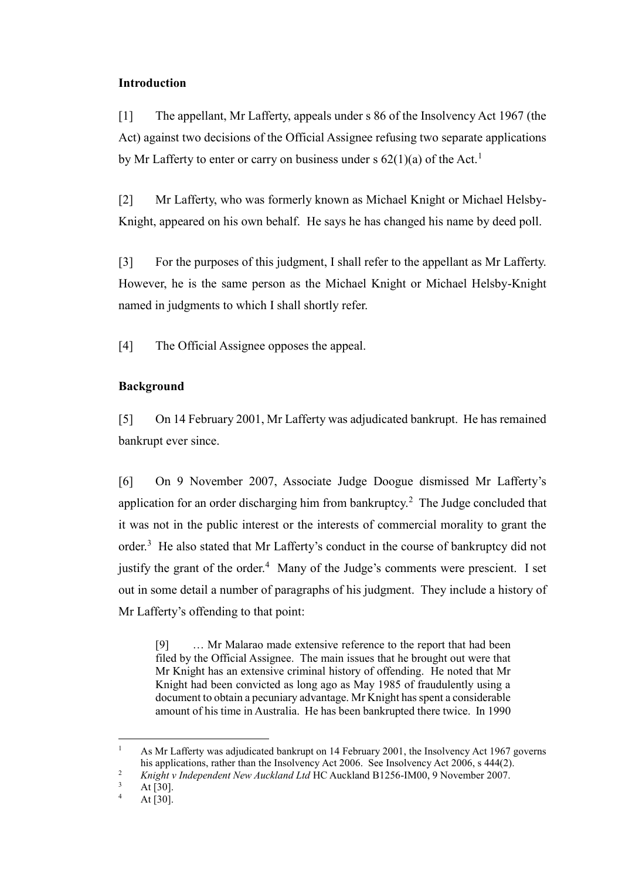**Introduction**

[1] The appellant, Mr Lafferty, appeals under s 86 of the Insolvency Act 1967 (the Act) against two decisions of the Official Assignee refusing two separate applications by Mr Lafferty to enter or carry on business under s 62(1)(a) of the Act.[1]

[2] Mr Lafferty, who was formerly known as Michael Knight or Michael Helsby-Knight, appeared on his own behalf. He says he has changed his name by deed poll.

[3] For the purposes of this judgment, I shall refer to the appellant as Mr Lafferty. However, he is the same person as the Michael Knight or Michael Helsby-Knight named in judgments to which I shall shortly refer.

[4] The Official Assignee opposes the appeal.

**Background**

[5] On 14 February 2001, Mr Lafferty was adjudicated bankrupt. He has remained bankrupt ever since.

[6] On 9 November 2007, Associate Judge Doogue dismissed Mr Lafferty's application for an order discharging him from bankruptcy.[2] The Judge concluded that it was not in the public interest or the interests of commercial morality to grant the order.[3] He also stated that Mr Lafferty's conduct in the course of bankruptcy did not justify the grant of the order.[4] Many of the Judge's comments were prescient. I set out in some detail a number of paragraphs of his judgment. They include a history of Mr Lafferty's offending to that point:

> [9] … Mr Malarao made extensive reference to the report that had been filed by the Official Assignee. The main issues that he brought out were that Mr Knight has an extensive criminal history of offending. He noted that Mr Knight had been convicted as long ago as May 1985 of fraudulently using a document to obtain a pecuniary advantage. Mr Knight has spent a considerable amount of his time in Australia. He has been bankrupted there twice. In 1990

---

[1] As Mr Lafferty was adjudicated bankrupt on 14 February 2001, the Insolvency Act 1967 governs his applications, rather than the Insolvency Act 2006. See Insolvency Act 2006, s 444(2).

[2] *Knight v Independent New Auckland Ltd* HC Auckland B1256-IM00, 9 November 2007.

[3] At [30].

[4] At [30].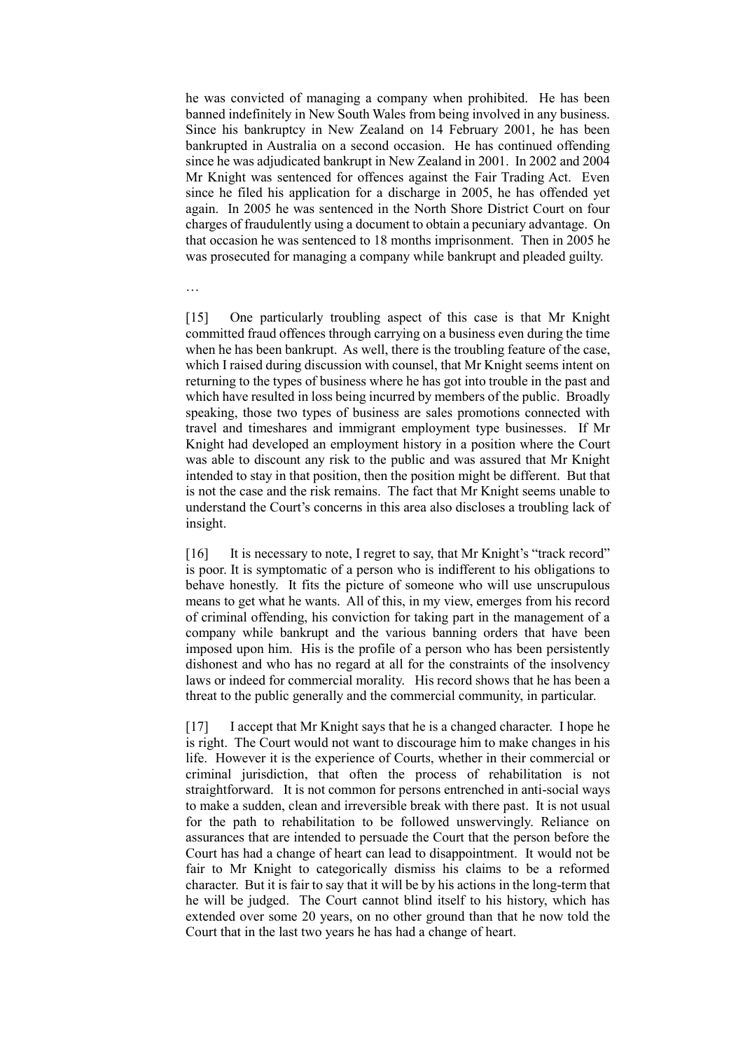he was convicted of managing a company when prohibited. He has been banned indefinitely in New South Wales from being involved in any business. Since his bankruptcy in New Zealand on 14 February 2001, he has been bankrupted in Australia on a second occasion. He has continued offending since he was adjudicated bankrupt in New Zealand in 2001. In 2002 and 2004 Mr Knight was sentenced for offences against the Fair Trading Act. Even since he filed his application for a discharge in 2005, he has offended yet again. In 2005 he was sentenced in the North Shore District Court on four charges of fraudulently using a document to obtain a pecuniary advantage. On that occasion he was sentenced to 18 months imprisonment. Then in 2005 he was prosecuted for managing a company while bankrupt and pleaded guilty.

…

[15] One particularly troubling aspect of this case is that Mr Knight committed fraud offences through carrying on a business even during the time when he has been bankrupt. As well, there is the troubling feature of the case, which I raised during discussion with counsel, that Mr Knight seems intent on returning to the types of business where he has got into trouble in the past and which have resulted in loss being incurred by members of the public. Broadly speaking, those two types of business are sales promotions connected with travel and timeshares and immigrant employment type businesses. If Mr Knight had developed an employment history in a position where the Court was able to discount any risk to the public and was assured that Mr Knight intended to stay in that position, then the position might be different. But that is not the case and the risk remains. The fact that Mr Knight seems unable to understand the Court's concerns in this area also discloses a troubling lack of insight.

[16] It is necessary to note, I regret to say, that Mr Knight's "track record" is poor. It is symptomatic of a person who is indifferent to his obligations to behave honestly. It fits the picture of someone who will use unscrupulous means to get what he wants. All of this, in my view, emerges from his record of criminal offending, his conviction for taking part in the management of a company while bankrupt and the various banning orders that have been imposed upon him. His is the profile of a person who has been persistently dishonest and who has no regard at all for the constraints of the insolvency laws or indeed for commercial morality. His record shows that he has been a threat to the public generally and the commercial community, in particular.

[17] I accept that Mr Knight says that he is a changed character. I hope he is right. The Court would not want to discourage him to make changes in his life. However it is the experience of Courts, whether in their commercial or criminal jurisdiction, that often the process of rehabilitation is not straightforward. It is not common for persons entrenched in anti-social ways to make a sudden, clean and irreversible break with there past. It is not usual for the path to rehabilitation to be followed unswervingly. Reliance on assurances that are intended to persuade the Court that the person before the Court has had a change of heart can lead to disappointment. It would not be fair to Mr Knight to categorically dismiss his claims to be a reformed character. But it is fair to say that it will be by his actions in the long-term that he will be judged. The Court cannot blind itself to his history, which has extended over some 20 years, on no other ground than that he now told the Court that in the last two years he has had a change of heart.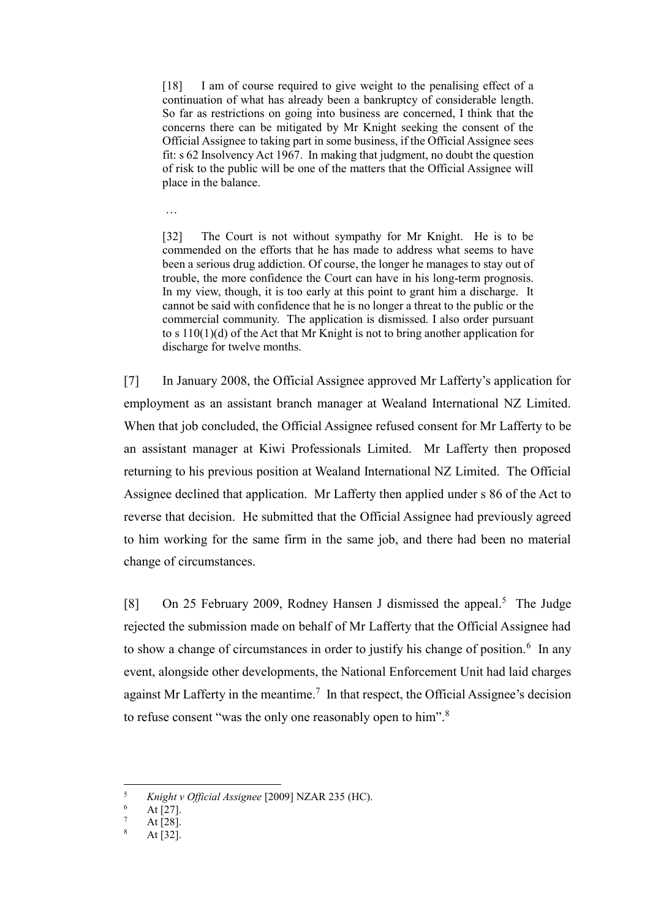> [18] I am of course required to give weight to the penalising effect of a continuation of what has already been a bankruptcy of considerable length. So far as restrictions on going into business are concerned, I think that the concerns there can be mitigated by Mr Knight seeking the consent of the Official Assignee to taking part in some business, if the Official Assignee sees fit: s 62 Insolvency Act 1967. In making that judgment, no doubt the question of risk to the public will be one of the matters that the Official Assignee will place in the balance.
>
> …
>
> [32] The Court is not without sympathy for Mr Knight. He is to be commended on the efforts that he has made to address what seems to have been a serious drug addiction. Of course, the longer he manages to stay out of trouble, the more confidence the Court can have in his long-term prognosis. In my view, though, it is too early at this point to grant him a discharge. It cannot be said with confidence that he is no longer a threat to the public or the commercial community. The application is dismissed. I also order pursuant to s 110(1)(d) of the Act that Mr Knight is not to bring another application for discharge for twelve months.

[7] In January 2008, the Official Assignee approved Mr Lafferty's application for employment as an assistant branch manager at Wealand International NZ Limited. When that job concluded, the Official Assignee refused consent for Mr Lafferty to be an assistant manager at Kiwi Professionals Limited. Mr Lafferty then proposed returning to his previous position at Wealand International NZ Limited. The Official Assignee declined that application. Mr Lafferty then applied under s 86 of the Act to reverse that decision. He submitted that the Official Assignee had previously agreed to him working for the same firm in the same job, and there had been no material change of circumstances.

[8] On 25 February 2009, Rodney Hansen J dismissed the appeal.[5] The Judge rejected the submission made on behalf of Mr Lafferty that the Official Assignee had to show a change of circumstances in order to justify his change of position.[6] In any event, alongside other developments, the National Enforcement Unit had laid charges against Mr Lafferty in the meantime.[7] In that respect, the Official Assignee's decision to refuse consent "was the only one reasonably open to him".[8]

---

[5] *Knight v Official Assignee* [2009] NZAR 235 (HC).

[6] At [27].

[7] At [28].

[8] At [32].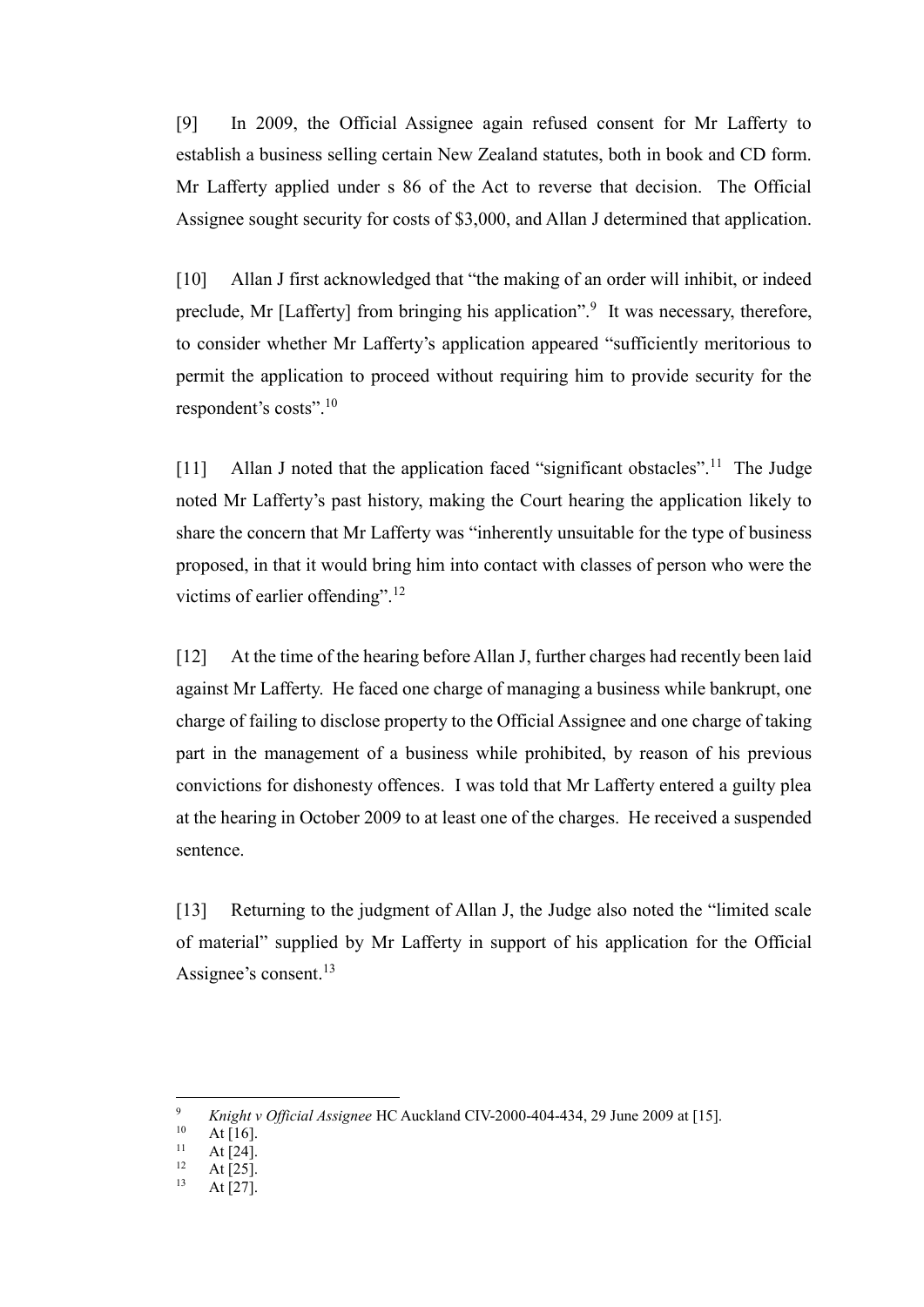[9] In 2009, the Official Assignee again refused consent for Mr Lafferty to establish a business selling certain New Zealand statutes, both in book and CD form. Mr Lafferty applied under s 86 of the Act to reverse that decision. The Official Assignee sought security for costs of $3,000, and Allan J determined that application.

[10] Allan J first acknowledged that "the making of an order will inhibit, or indeed preclude, Mr [Lafferty] from bringing his application".[9] It was necessary, therefore, to consider whether Mr Lafferty's application appeared "sufficiently meritorious to permit the application to proceed without requiring him to provide security for the respondent's costs".[10]

[11] Allan J noted that the application faced "significant obstacles".[11] The Judge noted Mr Lafferty's past history, making the Court hearing the application likely to share the concern that Mr Lafferty was "inherently unsuitable for the type of business proposed, in that it would bring him into contact with classes of person who were the victims of earlier offending".[12]

[12] At the time of the hearing before Allan J, further charges had recently been laid against Mr Lafferty. He faced one charge of managing a business while bankrupt, one charge of failing to disclose property to the Official Assignee and one charge of taking part in the management of a business while prohibited, by reason of his previous convictions for dishonesty offences. I was told that Mr Lafferty entered a guilty plea at the hearing in October 2009 to at least one of the charges. He received a suspended sentence.

[13] Returning to the judgment of Allan J, the Judge also noted the "limited scale of material" supplied by Mr Lafferty in support of his application for the Official Assignee's consent.[13]

---

[9] *Knight v Official Assignee* HC Auckland CIV-2000-404-434, 29 June 2009 at [15].

[10] At [16].

[11] At [24].

[12] At [25].

[13] At [27].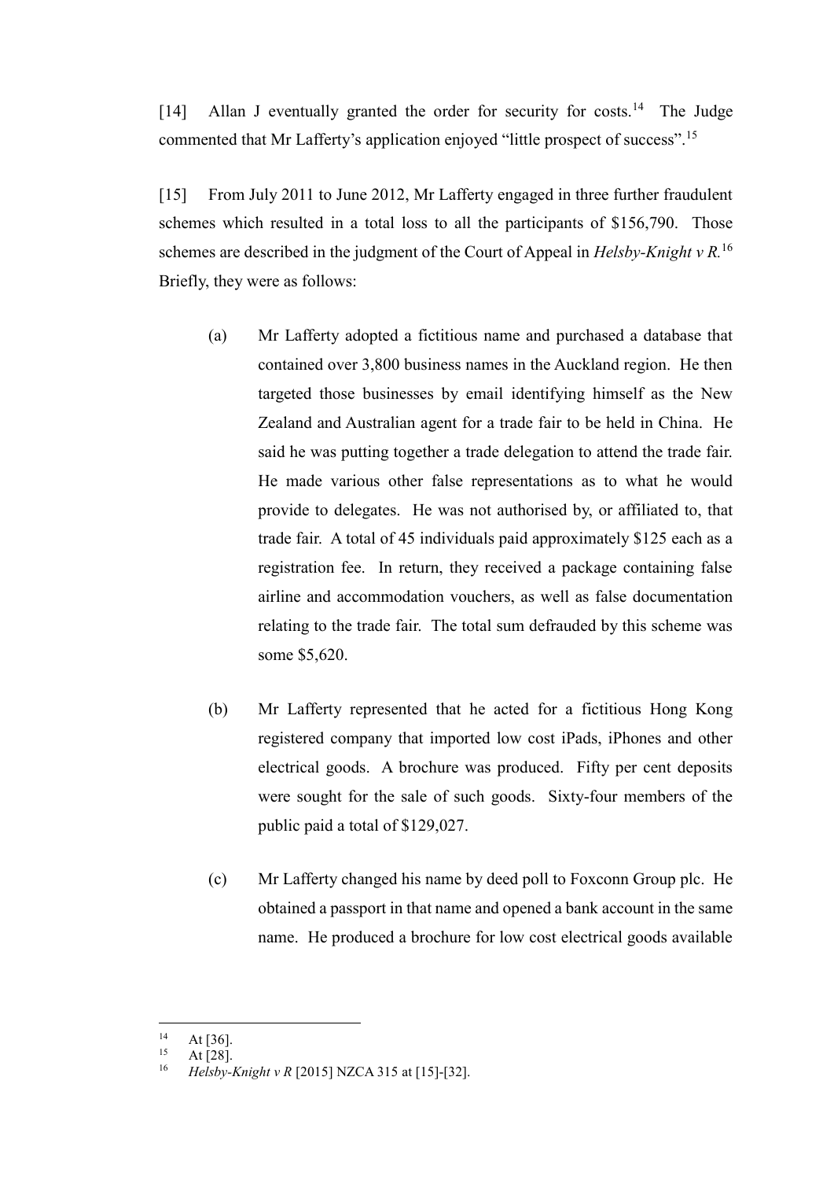[14] Allan J eventually granted the order for security for costs.[14] The Judge commented that Mr Lafferty's application enjoyed "little prospect of success".[15]

[15] From July 2011 to June 2012, Mr Lafferty engaged in three further fraudulent schemes which resulted in a total loss to all the participants of $156,790. Those schemes are described in the judgment of the Court of Appeal in *Helsby-Knight v R.*[16] Briefly, they were as follows:

(a) Mr Lafferty adopted a fictitious name and purchased a database that contained over 3,800 business names in the Auckland region. He then targeted those businesses by email identifying himself as the New Zealand and Australian agent for a trade fair to be held in China. He said he was putting together a trade delegation to attend the trade fair. He made various other false representations as to what he would provide to delegates. He was not authorised by, or affiliated to, that trade fair. A total of 45 individuals paid approximately $125 each as a registration fee. In return, they received a package containing false airline and accommodation vouchers, as well as false documentation relating to the trade fair. The total sum defrauded by this scheme was some $5,620.

(b) Mr Lafferty represented that he acted for a fictitious Hong Kong registered company that imported low cost iPads, iPhones and other electrical goods. A brochure was produced. Fifty per cent deposits were sought for the sale of such goods. Sixty-four members of the public paid a total of $129,027.

(c) Mr Lafferty changed his name by deed poll to Foxconn Group plc. He obtained a passport in that name and opened a bank account in the same name. He produced a brochure for low cost electrical goods available

---

[14] At [36].

[15] At [28].

[16] *Helsby-Knight v R* [2015] NZCA 315 at [15]-[32].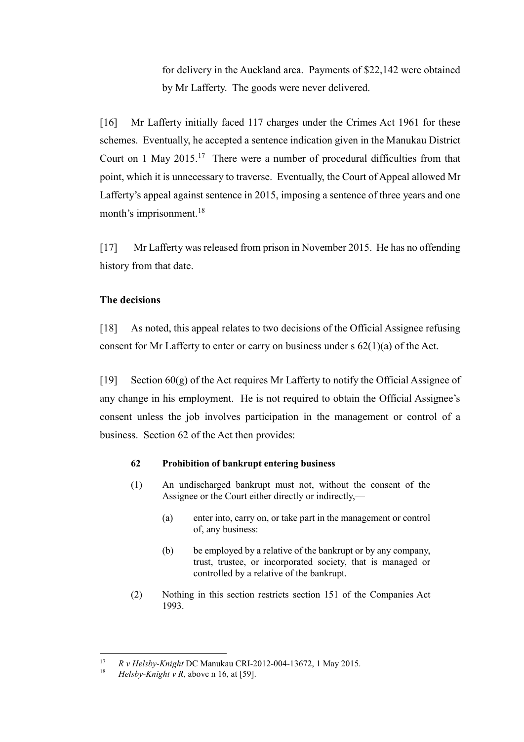for delivery in the Auckland area. Payments of $22,142 were obtained by Mr Lafferty. The goods were never delivered.

[16] Mr Lafferty initially faced 117 charges under the Crimes Act 1961 for these schemes. Eventually, he accepted a sentence indication given in the Manukau District Court on 1 May 2015.[17] There were a number of procedural difficulties from that point, which it is unnecessary to traverse. Eventually, the Court of Appeal allowed Mr Lafferty's appeal against sentence in 2015, imposing a sentence of three years and one month's imprisonment.[18]

[17] Mr Lafferty was released from prison in November 2015. He has no offending history from that date.

### The decisions

[18] As noted, this appeal relates to two decisions of the Official Assignee refusing consent for Mr Lafferty to enter or carry on business under s 62(1)(a) of the Act.

[19] Section 60(g) of the Act requires Mr Lafferty to notify the Official Assignee of any change in his employment. He is not required to obtain the Official Assignee's consent unless the job involves participation in the management or control of a business. Section 62 of the Act then provides:

> **62 Prohibition of bankrupt entering business**
>
> (1) An undischarged bankrupt must not, without the consent of the Assignee or the Court either directly or indirectly,—
>
> (a) enter into, carry on, or take part in the management or control of, any business:
>
> (b) be employed by a relative of the bankrupt or by any company, trust, trustee, or incorporated society, that is managed or controlled by a relative of the bankrupt.
>
> (2) Nothing in this section restricts section 151 of the Companies Act 1993.

---

[17] *R v Helsby-Knight* DC Manukau CRI-2012-004-13672, 1 May 2015.

[18] *Helsby-Knight v R*, above n 16, at [59].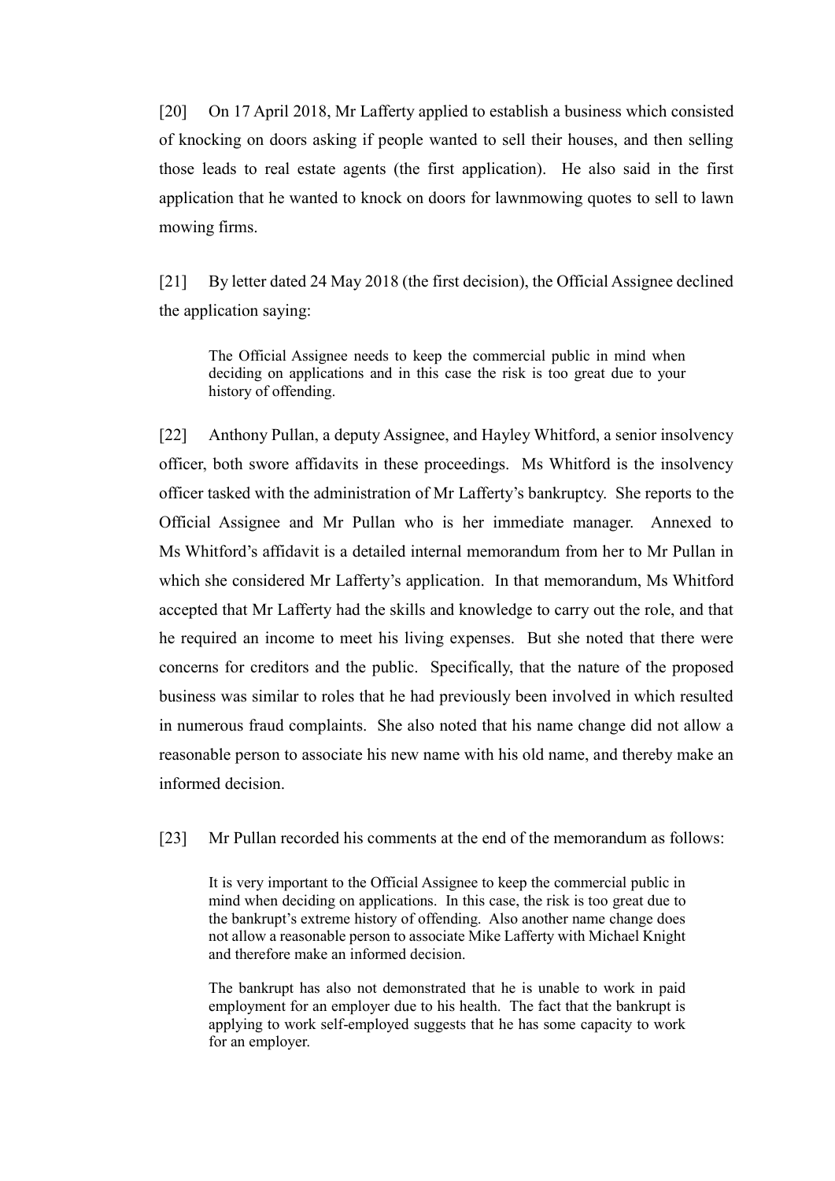[20] On 17 April 2018, Mr Lafferty applied to establish a business which consisted of knocking on doors asking if people wanted to sell their houses, and then selling those leads to real estate agents (the first application). He also said in the first application that he wanted to knock on doors for lawnmowing quotes to sell to lawn mowing firms.

[21] By letter dated 24 May 2018 (the first decision), the Official Assignee declined the application saying:

> The Official Assignee needs to keep the commercial public in mind when deciding on applications and in this case the risk is too great due to your history of offending.

[22] Anthony Pullan, a deputy Assignee, and Hayley Whitford, a senior insolvency officer, both swore affidavits in these proceedings. Ms Whitford is the insolvency officer tasked with the administration of Mr Lafferty's bankruptcy. She reports to the Official Assignee and Mr Pullan who is her immediate manager. Annexed to Ms Whitford's affidavit is a detailed internal memorandum from her to Mr Pullan in which she considered Mr Lafferty's application. In that memorandum, Ms Whitford accepted that Mr Lafferty had the skills and knowledge to carry out the role, and that he required an income to meet his living expenses. But she noted that there were concerns for creditors and the public. Specifically, that the nature of the proposed business was similar to roles that he had previously been involved in which resulted in numerous fraud complaints. She also noted that his name change did not allow a reasonable person to associate his new name with his old name, and thereby make an informed decision.

[23] Mr Pullan recorded his comments at the end of the memorandum as follows:

> It is very important to the Official Assignee to keep the commercial public in mind when deciding on applications. In this case, the risk is too great due to the bankrupt's extreme history of offending. Also another name change does not allow a reasonable person to associate Mike Lafferty with Michael Knight and therefore make an informed decision.
>
> The bankrupt has also not demonstrated that he is unable to work in paid employment for an employer due to his health. The fact that the bankrupt is applying to work self-employed suggests that he has some capacity to work for an employer.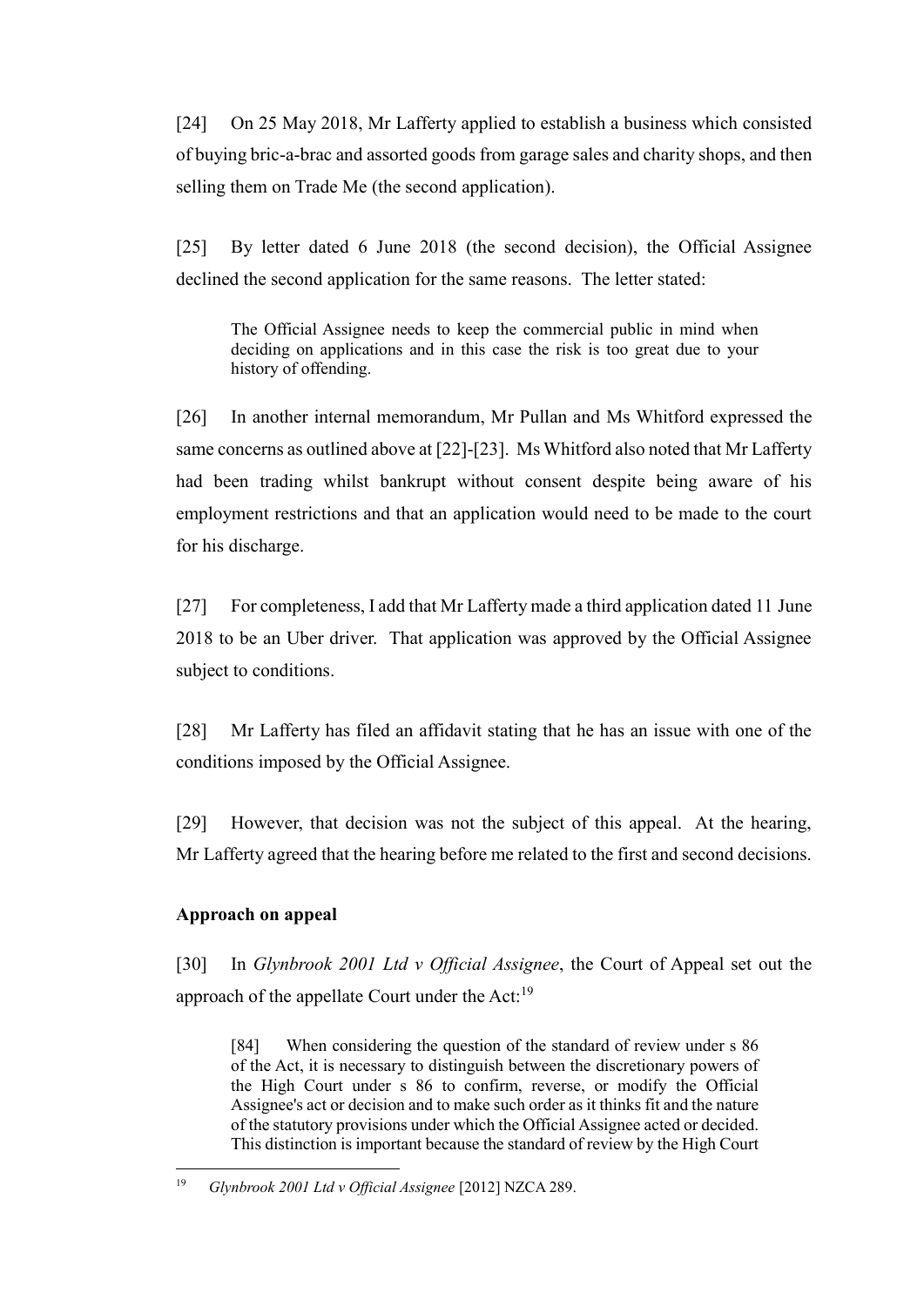[24] On 25 May 2018, Mr Lafferty applied to establish a business which consisted of buying bric-a-brac and assorted goods from garage sales and charity shops, and then selling them on Trade Me (the second application).

[25] By letter dated 6 June 2018 (the second decision), the Official Assignee declined the second application for the same reasons. The letter stated:

> The Official Assignee needs to keep the commercial public in mind when deciding on applications and in this case the risk is too great due to your history of offending.

[26] In another internal memorandum, Mr Pullan and Ms Whitford expressed the same concerns as outlined above at [22]-[23]. Ms Whitford also noted that Mr Lafferty had been trading whilst bankrupt without consent despite being aware of his employment restrictions and that an application would need to be made to the court for his discharge.

[27] For completeness, I add that Mr Lafferty made a third application dated 11 June 2018 to be an Uber driver. That application was approved by the Official Assignee subject to conditions.

[28] Mr Lafferty has filed an affidavit stating that he has an issue with one of the conditions imposed by the Official Assignee.

[29] However, that decision was not the subject of this appeal. At the hearing, Mr Lafferty agreed that the hearing before me related to the first and second decisions.

## Approach on appeal

[30] In *Glynbrook 2001 Ltd v Official Assignee*, the Court of Appeal set out the approach of the appellate Court under the Act:[19]

> [84] When considering the question of the standard of review under s 86 of the Act, it is necessary to distinguish between the discretionary powers of the High Court under s 86 to confirm, reverse, or modify the Official Assignee's act or decision and to make such order as it thinks fit and the nature of the statutory provisions under which the Official Assignee acted or decided. This distinction is important because the standard of review by the High Court

---

[19] *Glynbrook 2001 Ltd v Official Assignee* [2012] NZCA 289.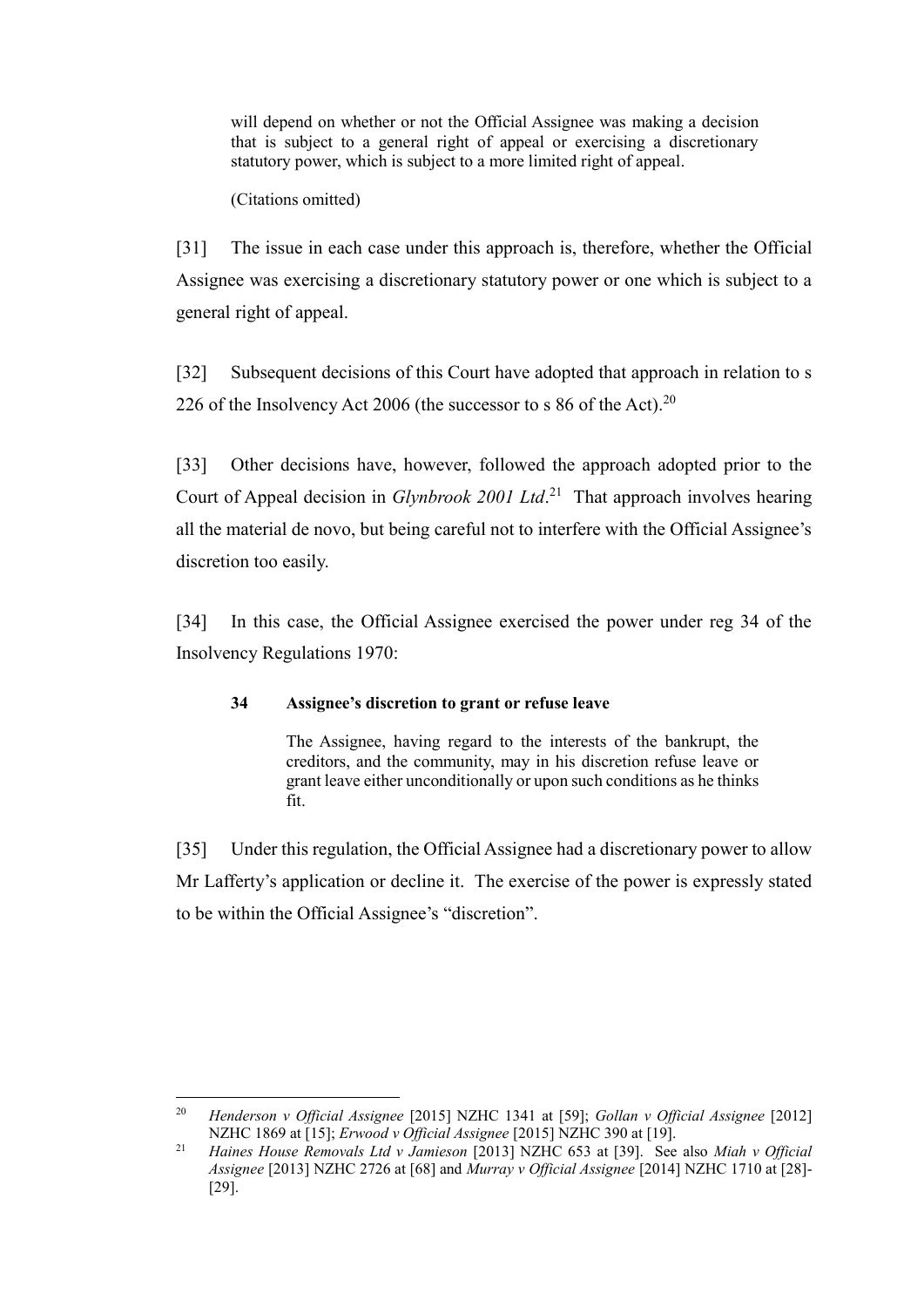> will depend on whether or not the Official Assignee was making a decision that is subject to a general right of appeal or exercising a discretionary statutory power, which is subject to a more limited right of appeal.
>
> (Citations omitted)

[31] The issue in each case under this approach is, therefore, whether the Official Assignee was exercising a discretionary statutory power or one which is subject to a general right of appeal.

[32] Subsequent decisions of this Court have adopted that approach in relation to s 226 of the Insolvency Act 2006 (the successor to s 86 of the Act).[20]

[33] Other decisions have, however, followed the approach adopted prior to the Court of Appeal decision in *Glynbrook 2001 Ltd*.[21] That approach involves hearing all the material de novo, but being careful not to interfere with the Official Assignee's discretion too easily.

[34] In this case, the Official Assignee exercised the power under reg 34 of the Insolvency Regulations 1970:

> **34 Assignee's discretion to grant or refuse leave**
>
> The Assignee, having regard to the interests of the bankrupt, the creditors, and the community, may in his discretion refuse leave or grant leave either unconditionally or upon such conditions as he thinks fit.

[35] Under this regulation, the Official Assignee had a discretionary power to allow Mr Lafferty's application or decline it. The exercise of the power is expressly stated to be within the Official Assignee's "discretion".

---

[20] *Henderson v Official Assignee* [2015] NZHC 1341 at [59]; *Gollan v Official Assignee* [2012] NZHC 1869 at [15]; *Erwood v Official Assignee* [2015] NZHC 390 at [19].

[21] *Haines House Removals Ltd v Jamieson* [2013] NZHC 653 at [39]. See also *Miah v Official Assignee* [2013] NZHC 2726 at [68] and *Murray v Official Assignee* [2014] NZHC 1710 at [28]-[29].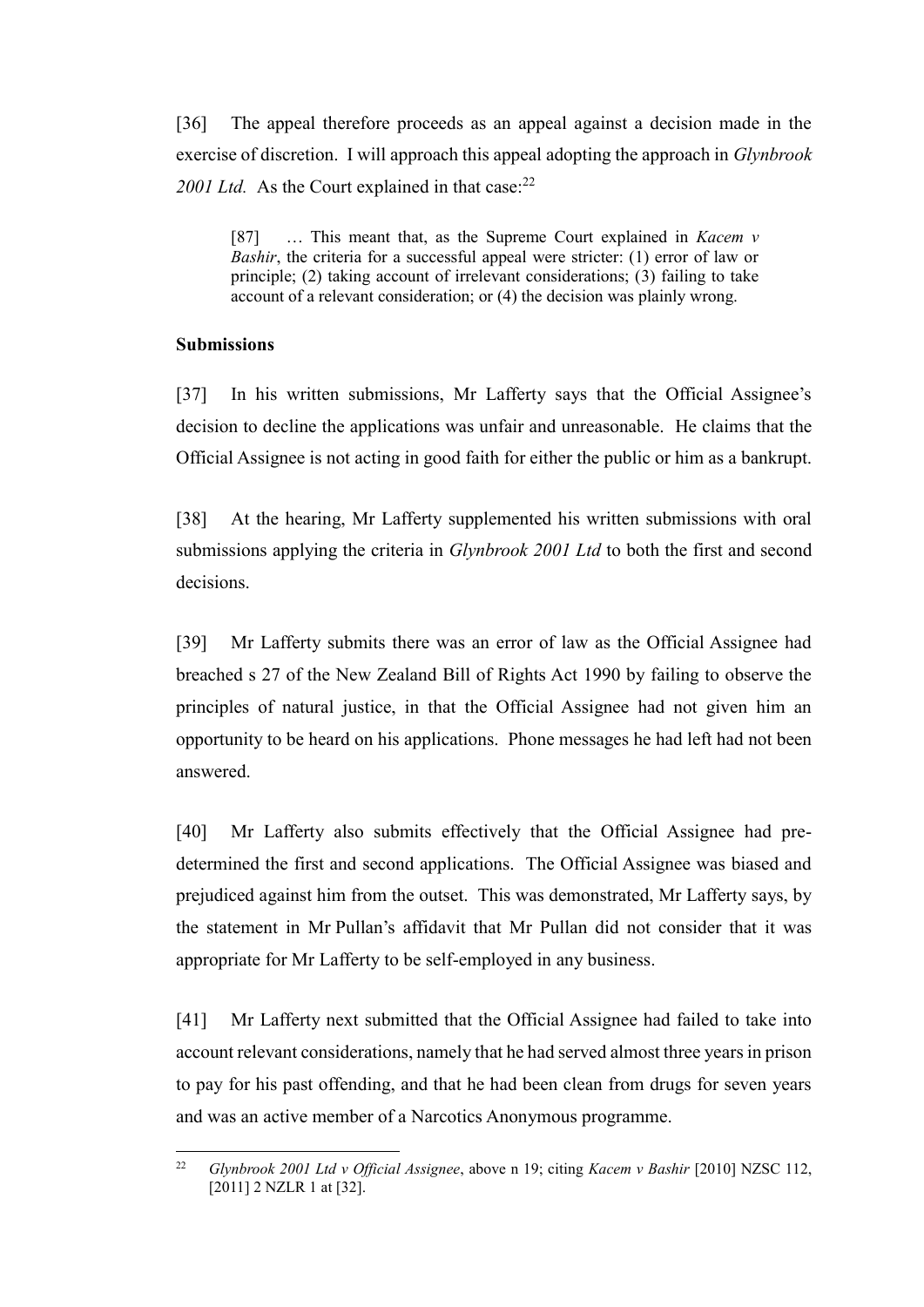[36] The appeal therefore proceeds as an appeal against a decision made in the exercise of discretion. I will approach this appeal adopting the approach in *Glynbrook 2001 Ltd.* As the Court explained in that case:[22]

> [87] … This meant that, as the Supreme Court explained in *Kacem v Bashir*, the criteria for a successful appeal were stricter: (1) error of law or principle; (2) taking account of irrelevant considerations; (3) failing to take account of a relevant consideration; or (4) the decision was plainly wrong.

**Submissions**

[37] In his written submissions, Mr Lafferty says that the Official Assignee's decision to decline the applications was unfair and unreasonable. He claims that the Official Assignee is not acting in good faith for either the public or him as a bankrupt.

[38] At the hearing, Mr Lafferty supplemented his written submissions with oral submissions applying the criteria in *Glynbrook 2001 Ltd* to both the first and second decisions.

[39] Mr Lafferty submits there was an error of law as the Official Assignee had breached s 27 of the New Zealand Bill of Rights Act 1990 by failing to observe the principles of natural justice, in that the Official Assignee had not given him an opportunity to be heard on his applications. Phone messages he had left had not been answered.

[40] Mr Lafferty also submits effectively that the Official Assignee had pre-determined the first and second applications. The Official Assignee was biased and prejudiced against him from the outset. This was demonstrated, Mr Lafferty says, by the statement in Mr Pullan's affidavit that Mr Pullan did not consider that it was appropriate for Mr Lafferty to be self-employed in any business.

[41] Mr Lafferty next submitted that the Official Assignee had failed to take into account relevant considerations, namely that he had served almost three years in prison to pay for his past offending, and that he had been clean from drugs for seven years and was an active member of a Narcotics Anonymous programme.

---

[22] *Glynbrook 2001 Ltd v Official Assignee*, above n 19; citing *Kacem v Bashir* [2010] NZSC 112, [2011] 2 NZLR 1 at [32].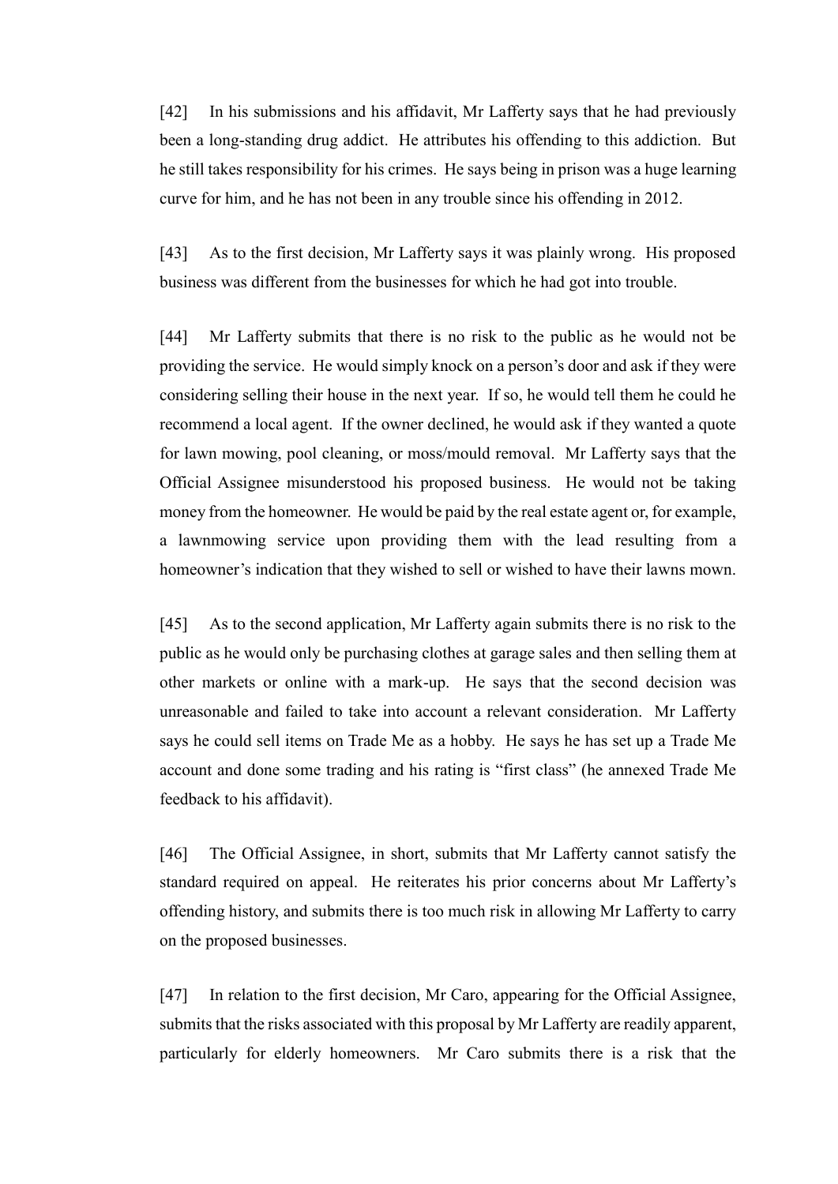[42] In his submissions and his affidavit, Mr Lafferty says that he had previously been a long-standing drug addict. He attributes his offending to this addiction. But he still takes responsibility for his crimes. He says being in prison was a huge learning curve for him, and he has not been in any trouble since his offending in 2012.

[43] As to the first decision, Mr Lafferty says it was plainly wrong. His proposed business was different from the businesses for which he had got into trouble.

[44] Mr Lafferty submits that there is no risk to the public as he would not be providing the service. He would simply knock on a person's door and ask if they were considering selling their house in the next year. If so, he would tell them he could he recommend a local agent. If the owner declined, he would ask if they wanted a quote for lawn mowing, pool cleaning, or moss/mould removal. Mr Lafferty says that the Official Assignee misunderstood his proposed business. He would not be taking money from the homeowner. He would be paid by the real estate agent or, for example, a lawnmowing service upon providing them with the lead resulting from a homeowner's indication that they wished to sell or wished to have their lawns mown.

[45] As to the second application, Mr Lafferty again submits there is no risk to the public as he would only be purchasing clothes at garage sales and then selling them at other markets or online with a mark-up. He says that the second decision was unreasonable and failed to take into account a relevant consideration. Mr Lafferty says he could sell items on Trade Me as a hobby. He says he has set up a Trade Me account and done some trading and his rating is "first class" (he annexed Trade Me feedback to his affidavit).

[46] The Official Assignee, in short, submits that Mr Lafferty cannot satisfy the standard required on appeal. He reiterates his prior concerns about Mr Lafferty's offending history, and submits there is too much risk in allowing Mr Lafferty to carry on the proposed businesses.

[47] In relation to the first decision, Mr Caro, appearing for the Official Assignee, submits that the risks associated with this proposal by Mr Lafferty are readily apparent, particularly for elderly homeowners. Mr Caro submits there is a risk that the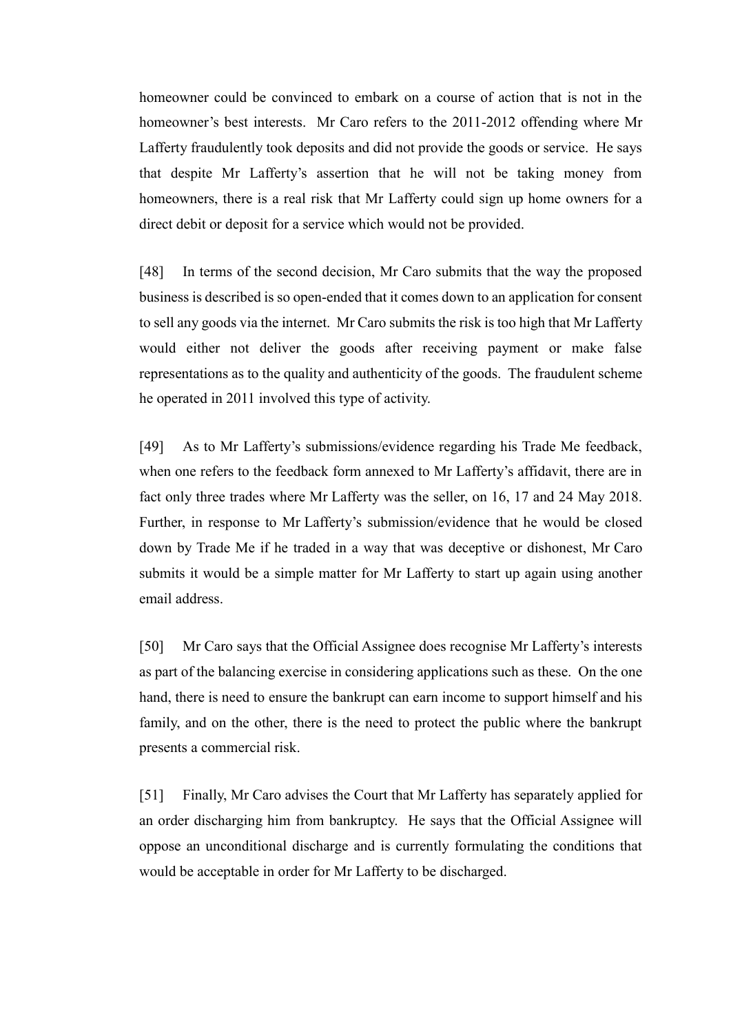homeowner could be convinced to embark on a course of action that is not in the homeowner's best interests. Mr Caro refers to the 2011-2012 offending where Mr Lafferty fraudulently took deposits and did not provide the goods or service. He says that despite Mr Lafferty's assertion that he will not be taking money from homeowners, there is a real risk that Mr Lafferty could sign up home owners for a direct debit or deposit for a service which would not be provided.

[48] In terms of the second decision, Mr Caro submits that the way the proposed business is described is so open-ended that it comes down to an application for consent to sell any goods via the internet. Mr Caro submits the risk is too high that Mr Lafferty would either not deliver the goods after receiving payment or make false representations as to the quality and authenticity of the goods. The fraudulent scheme he operated in 2011 involved this type of activity.

[49] As to Mr Lafferty's submissions/evidence regarding his Trade Me feedback, when one refers to the feedback form annexed to Mr Lafferty's affidavit, there are in fact only three trades where Mr Lafferty was the seller, on 16, 17 and 24 May 2018. Further, in response to Mr Lafferty's submission/evidence that he would be closed down by Trade Me if he traded in a way that was deceptive or dishonest, Mr Caro submits it would be a simple matter for Mr Lafferty to start up again using another email address.

[50] Mr Caro says that the Official Assignee does recognise Mr Lafferty's interests as part of the balancing exercise in considering applications such as these. On the one hand, there is need to ensure the bankrupt can earn income to support himself and his family, and on the other, there is the need to protect the public where the bankrupt presents a commercial risk.

[51] Finally, Mr Caro advises the Court that Mr Lafferty has separately applied for an order discharging him from bankruptcy. He says that the Official Assignee will oppose an unconditional discharge and is currently formulating the conditions that would be acceptable in order for Mr Lafferty to be discharged.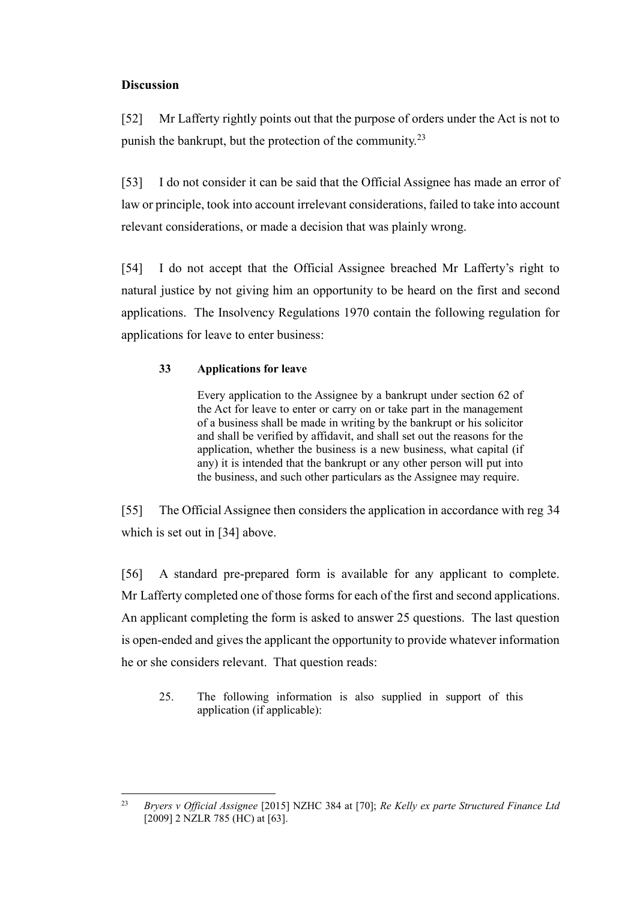## Discussion

[52] Mr Lafferty rightly points out that the purpose of orders under the Act is not to punish the bankrupt, but the protection of the community.[23]

[53] I do not consider it can be said that the Official Assignee has made an error of law or principle, took into account irrelevant considerations, failed to take into account relevant considerations, or made a decision that was plainly wrong.

[54] I do not accept that the Official Assignee breached Mr Lafferty's right to natural justice by not giving him an opportunity to be heard on the first and second applications. The Insolvency Regulations 1970 contain the following regulation for applications for leave to enter business:

> **33 Applications for leave**
>
> Every application to the Assignee by a bankrupt under section 62 of the Act for leave to enter or carry on or take part in the management of a business shall be made in writing by the bankrupt or his solicitor and shall be verified by affidavit, and shall set out the reasons for the application, whether the business is a new business, what capital (if any) it is intended that the bankrupt or any other person will put into the business, and such other particulars as the Assignee may require.

[55] The Official Assignee then considers the application in accordance with reg 34 which is set out in [34] above.

[56] A standard pre-prepared form is available for any applicant to complete. Mr Lafferty completed one of those forms for each of the first and second applications. An applicant completing the form is asked to answer 25 questions. The last question is open-ended and gives the applicant the opportunity to provide whatever information he or she considers relevant. That question reads:

> 25. The following information is also supplied in support of this application (if applicable):

---

[23] *Bryers v Official Assignee* [2015] NZHC 384 at [70]; *Re Kelly ex parte Structured Finance Ltd* [2009] 2 NZLR 785 (HC) at [63].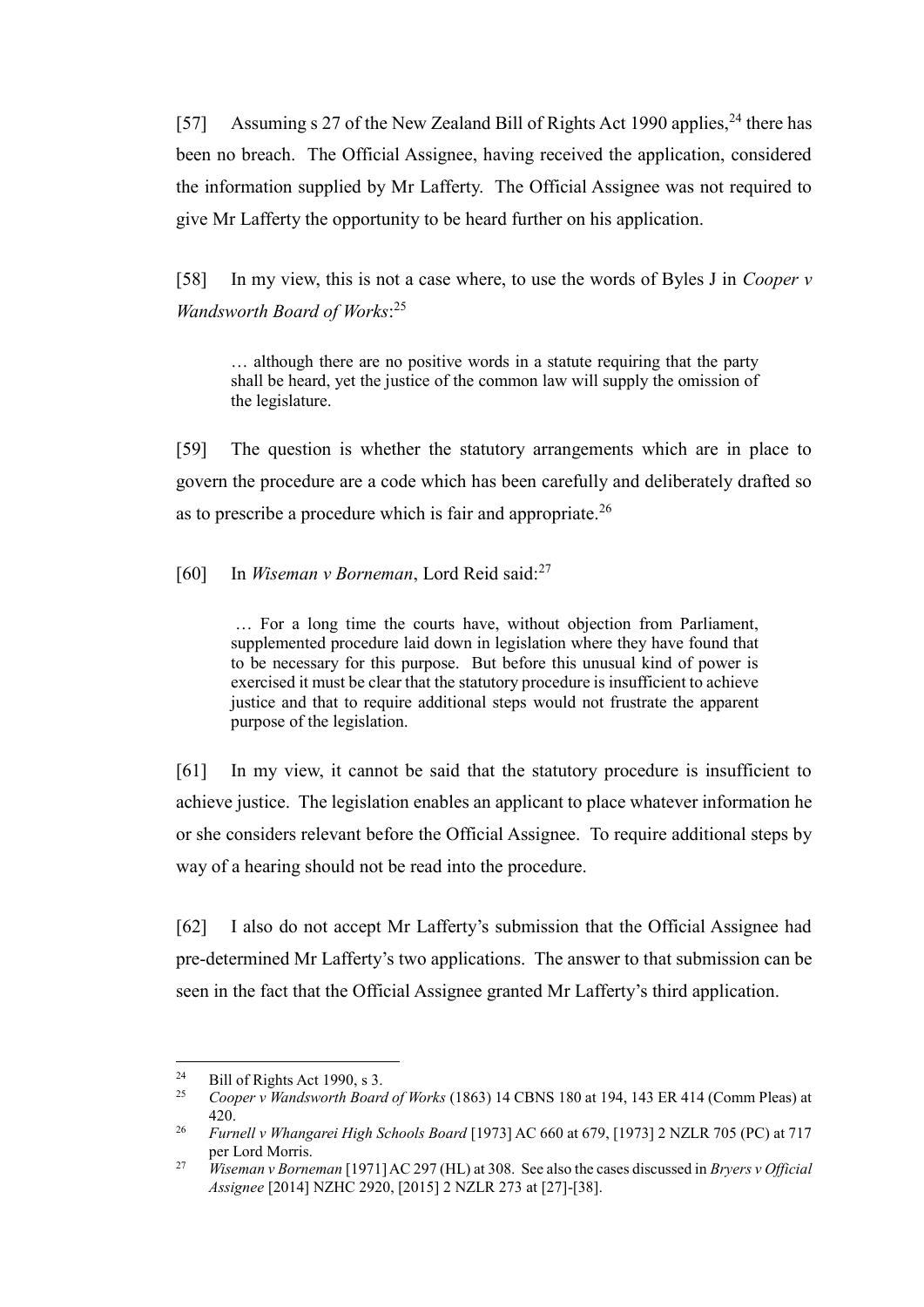[57] Assuming s 27 of the New Zealand Bill of Rights Act 1990 applies,[24] there has been no breach. The Official Assignee, having received the application, considered the information supplied by Mr Lafferty. The Official Assignee was not required to give Mr Lafferty the opportunity to be heard further on his application.

[58] In my view, this is not a case where, to use the words of Byles J in *Cooper v Wandsworth Board of Works*:[25]

> … although there are no positive words in a statute requiring that the party shall be heard, yet the justice of the common law will supply the omission of the legislature.

[59] The question is whether the statutory arrangements which are in place to govern the procedure are a code which has been carefully and deliberately drafted so as to prescribe a procedure which is fair and appropriate.[26]

[60] In *Wiseman v Borneman*, Lord Reid said:[27]

> … For a long time the courts have, without objection from Parliament, supplemented procedure laid down in legislation where they have found that to be necessary for this purpose. But before this unusual kind of power is exercised it must be clear that the statutory procedure is insufficient to achieve justice and that to require additional steps would not frustrate the apparent purpose of the legislation.

[61] In my view, it cannot be said that the statutory procedure is insufficient to achieve justice. The legislation enables an applicant to place whatever information he or she considers relevant before the Official Assignee. To require additional steps by way of a hearing should not be read into the procedure.

[62] I also do not accept Mr Lafferty's submission that the Official Assignee had pre-determined Mr Lafferty's two applications. The answer to that submission can be seen in the fact that the Official Assignee granted Mr Lafferty's third application.

---

[24] Bill of Rights Act 1990, s 3.

[25] *Cooper v Wandsworth Board of Works* (1863) 14 CBNS 180 at 194, 143 ER 414 (Comm Pleas) at 420.

[26] *Furnell v Whangarei High Schools Board* [1973] AC 660 at 679, [1973] 2 NZLR 705 (PC) at 717 per Lord Morris.

[27] *Wiseman v Borneman* [1971] AC 297 (HL) at 308. See also the cases discussed in *Bryers v Official Assignee* [2014] NZHC 2920, [2015] 2 NZLR 273 at [27]-[38].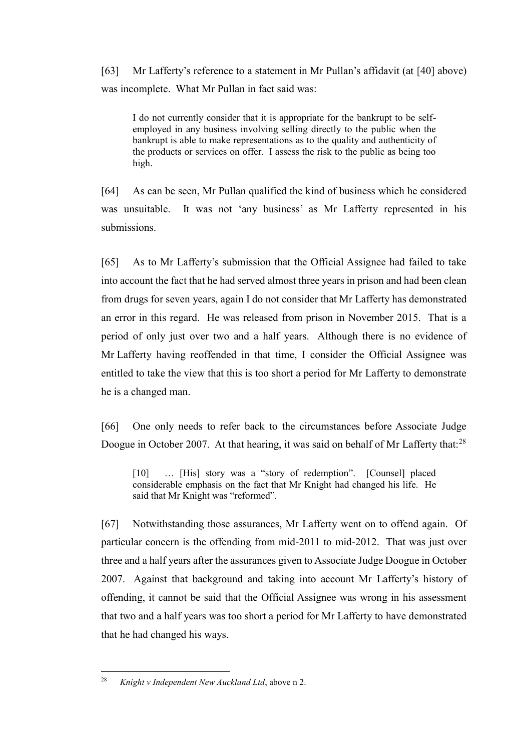[63] Mr Lafferty's reference to a statement in Mr Pullan's affidavit (at [40] above) was incomplete. What Mr Pullan in fact said was:

> I do not currently consider that it is appropriate for the bankrupt to be self-employed in any business involving selling directly to the public when the bankrupt is able to make representations as to the quality and authenticity of the products or services on offer. I assess the risk to the public as being too high.

[64] As can be seen, Mr Pullan qualified the kind of business which he considered was unsuitable. It was not 'any business' as Mr Lafferty represented in his submissions.

[65] As to Mr Lafferty's submission that the Official Assignee had failed to take into account the fact that he had served almost three years in prison and had been clean from drugs for seven years, again I do not consider that Mr Lafferty has demonstrated an error in this regard. He was released from prison in November 2015. That is a period of only just over two and a half years. Although there is no evidence of Mr Lafferty having reoffended in that time, I consider the Official Assignee was entitled to take the view that this is too short a period for Mr Lafferty to demonstrate he is a changed man.

[66] One only needs to refer back to the circumstances before Associate Judge Doogue in October 2007. At that hearing, it was said on behalf of Mr Lafferty that:[28]

> [10] … [His] story was a "story of redemption". [Counsel] placed considerable emphasis on the fact that Mr Knight had changed his life. He said that Mr Knight was "reformed".

[67] Notwithstanding those assurances, Mr Lafferty went on to offend again. Of particular concern is the offending from mid-2011 to mid-2012. That was just over three and a half years after the assurances given to Associate Judge Doogue in October 2007. Against that background and taking into account Mr Lafferty's history of offending, it cannot be said that the Official Assignee was wrong in his assessment that two and a half years was too short a period for Mr Lafferty to have demonstrated that he had changed his ways.

---

[28] *Knight v Independent New Auckland Ltd*, above n 2.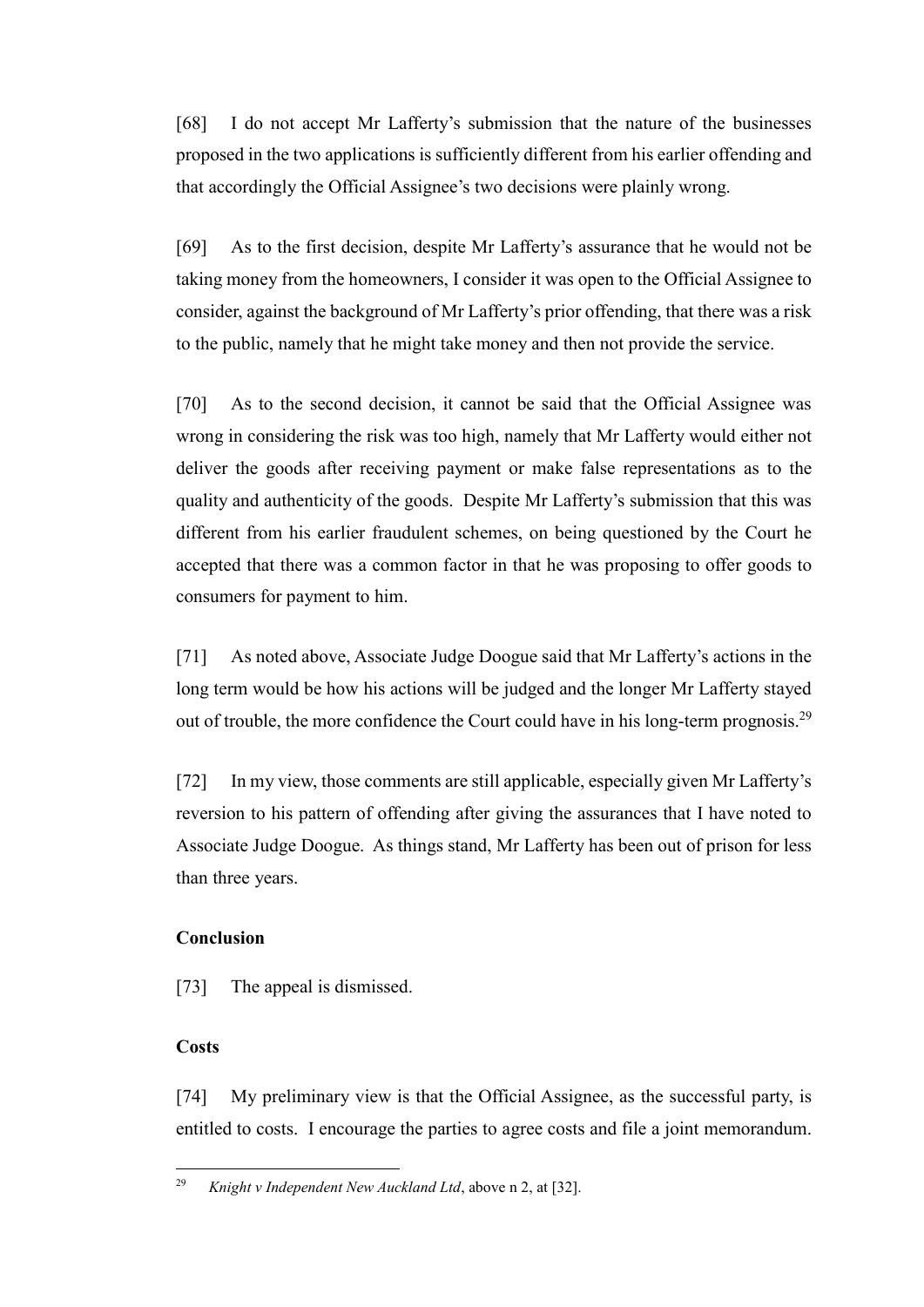[68] I do not accept Mr Lafferty's submission that the nature of the businesses proposed in the two applications is sufficiently different from his earlier offending and that accordingly the Official Assignee's two decisions were plainly wrong.

[69] As to the first decision, despite Mr Lafferty's assurance that he would not be taking money from the homeowners, I consider it was open to the Official Assignee to consider, against the background of Mr Lafferty's prior offending, that there was a risk to the public, namely that he might take money and then not provide the service.

[70] As to the second decision, it cannot be said that the Official Assignee was wrong in considering the risk was too high, namely that Mr Lafferty would either not deliver the goods after receiving payment or make false representations as to the quality and authenticity of the goods. Despite Mr Lafferty's submission that this was different from his earlier fraudulent schemes, on being questioned by the Court he accepted that there was a common factor in that he was proposing to offer goods to consumers for payment to him.

[71] As noted above, Associate Judge Doogue said that Mr Lafferty's actions in the long term would be how his actions will be judged and the longer Mr Lafferty stayed out of trouble, the more confidence the Court could have in his long-term prognosis.[29]

[72] In my view, those comments are still applicable, especially given Mr Lafferty's reversion to his pattern of offending after giving the assurances that I have noted to Associate Judge Doogue. As things stand, Mr Lafferty has been out of prison for less than three years.

### Conclusion

[73] The appeal is dismissed.

### Costs

[74] My preliminary view is that the Official Assignee, as the successful party, is entitled to costs. I encourage the parties to agree costs and file a joint memorandum.

---

[29] *Knight v Independent New Auckland Ltd*, above n 2, at [32].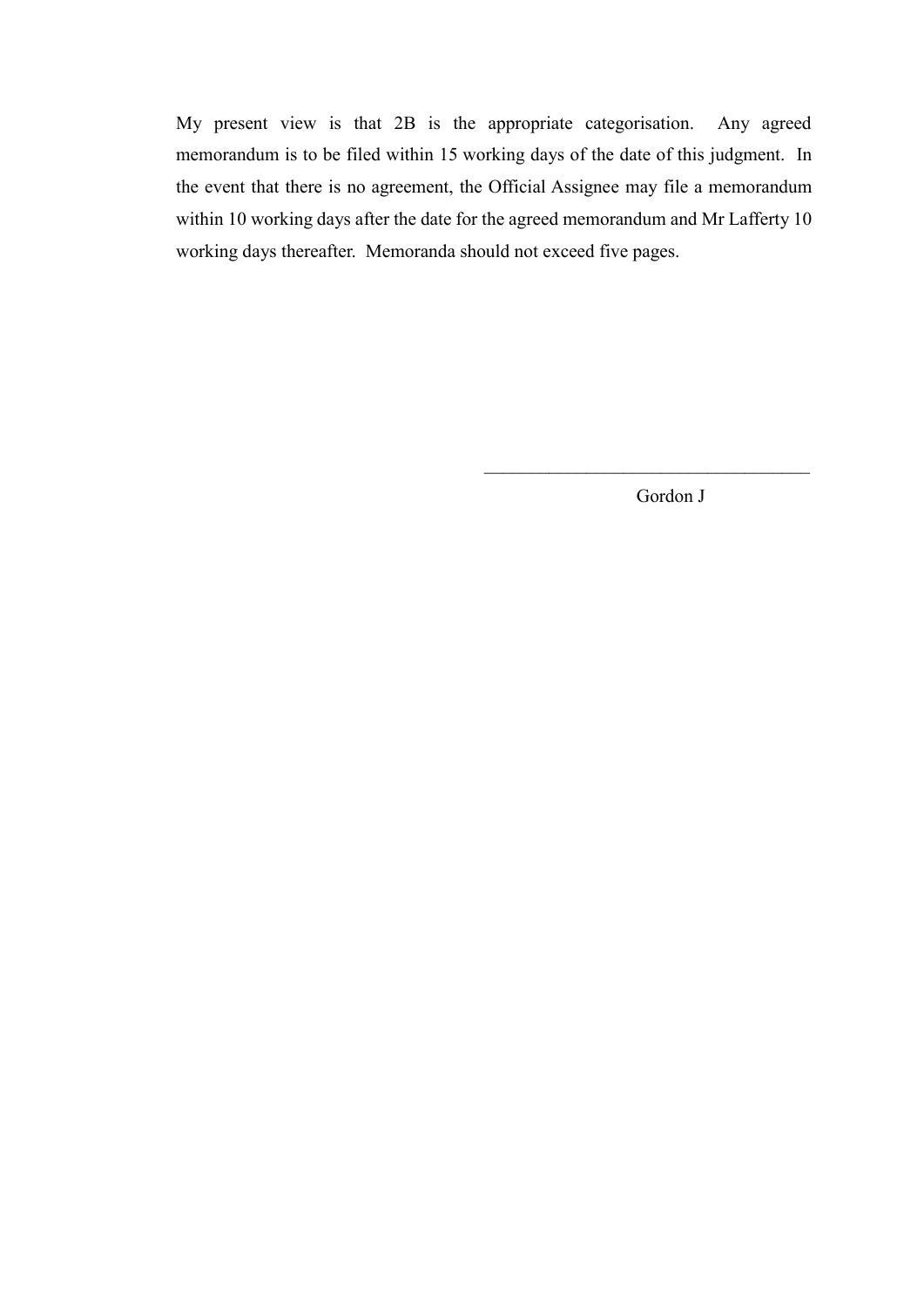My present view is that 2B is the appropriate categorisation. Any agreed memorandum is to be filed within 15 working days of the date of this judgment. In the event that there is no agreement, the Official Assignee may file a memorandum within 10 working days after the date for the agreed memorandum and Mr Lafferty 10 working days thereafter. Memoranda should not exceed five pages.

\_\_\_\_\_\_\_\_\_\_\_\_\_\_\_\_\_\_\_\_\_\_\_\_\_\_\_\_\_\_\_\_\_\_\_\_

Gordon J